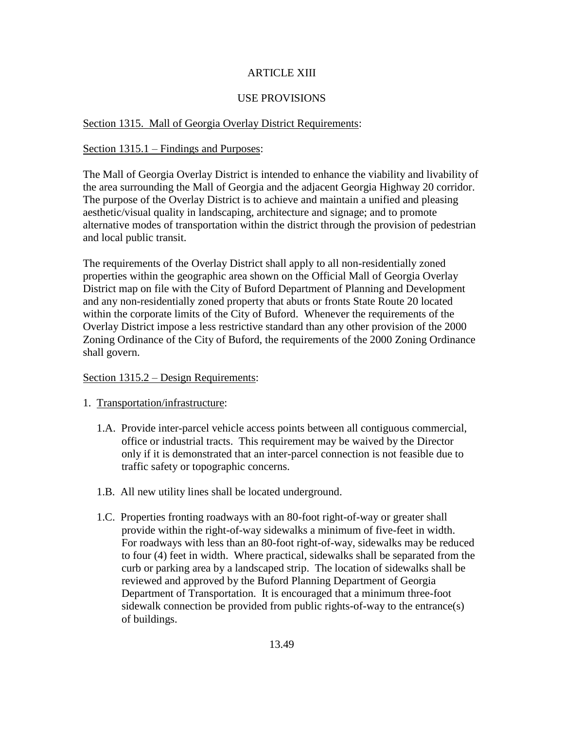# ARTICLE XIII

## USE PROVISIONS

### Section 1315. Mall of Georgia Overlay District Requirements:

#### Section 1315.1 – Findings and Purposes:

The Mall of Georgia Overlay District is intended to enhance the viability and livability of the area surrounding the Mall of Georgia and the adjacent Georgia Highway 20 corridor. The purpose of the Overlay District is to achieve and maintain a unified and pleasing aesthetic/visual quality in landscaping, architecture and signage; and to promote alternative modes of transportation within the district through the provision of pedestrian and local public transit.

The requirements of the Overlay District shall apply to all non-residentially zoned properties within the geographic area shown on the Official Mall of Georgia Overlay District map on file with the City of Buford Department of Planning and Development and any non-residentially zoned property that abuts or fronts State Route 20 located within the corporate limits of the City of Buford. Whenever the requirements of the Overlay District impose a less restrictive standard than any other provision of the 2000 Zoning Ordinance of the City of Buford, the requirements of the 2000 Zoning Ordinance shall govern.

#### Section 1315.2 – Design Requirements:

1. Transportation/infrastructure:

   1.A. Provide inter-parcel vehicle access points between all contiguous commercial, office or industrial tracts. This requirement may be waived by the Director only if it is demonstrated that an inter-parcel connection is not feasible due to traffic safety or topographic concerns.

   1.B. All new utility lines shall be located underground.

   1.C. Properties fronting roadways with an 80-foot right-of-way or greater shall provide within the right-of-way sidewalks a minimum of five-feet in width. For roadways with less than an 80-foot right-of-way, sidewalks may be reduced to four (4) feet in width. Where practical, sidewalks shall be separated from the curb or parking area by a landscaped strip. The location of sidewalks shall be reviewed and approved by the Buford Planning Department of Georgia Department of Transportation. It is encouraged that a minimum three-foot sidewalk connection be provided from public rights-of-way to the entrance(s) of buildings.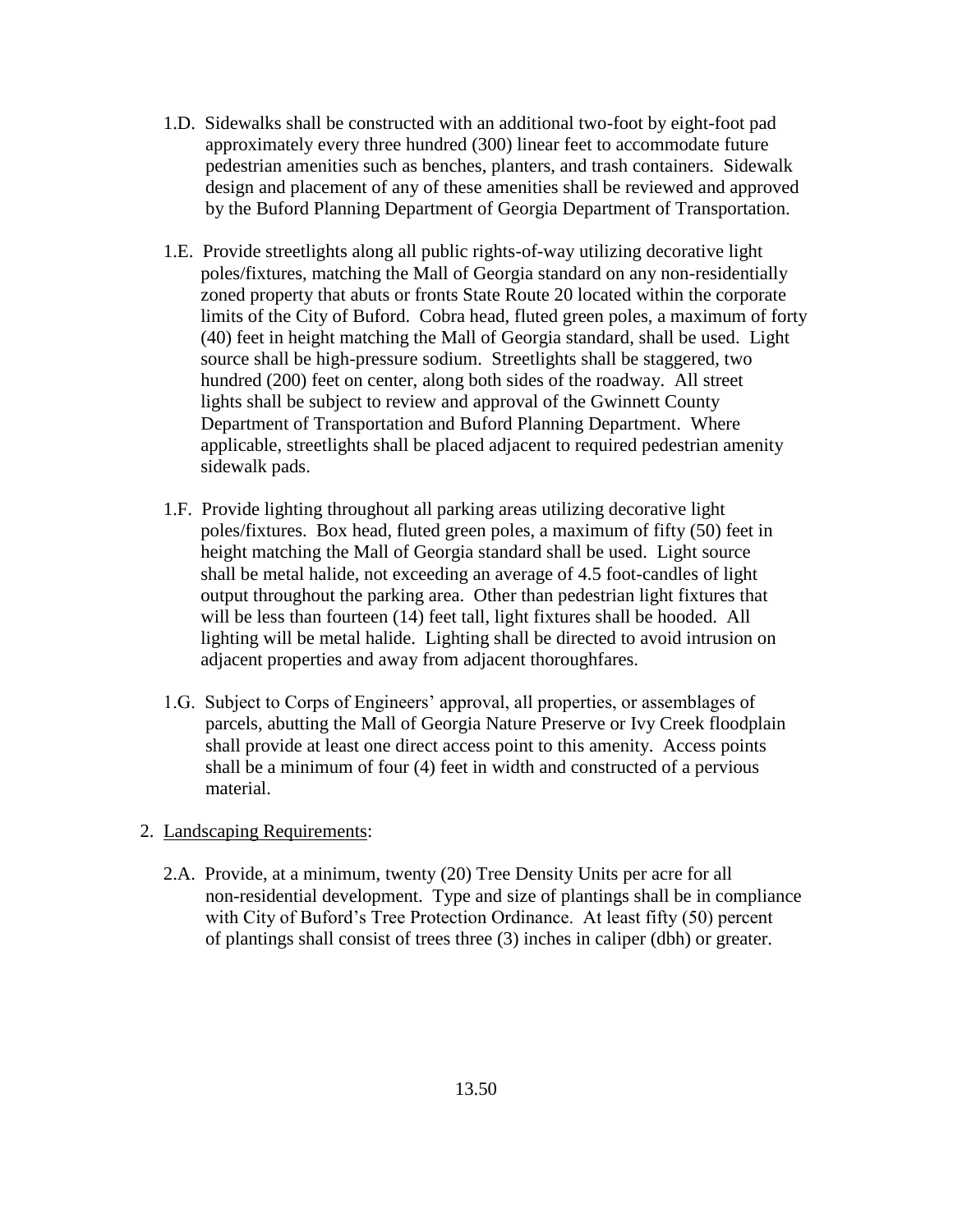1.D. Sidewalks shall be constructed with an additional two-foot by eight-foot pad approximately every three hundred (300) linear feet to accommodate future pedestrian amenities such as benches, planters, and trash containers. Sidewalk design and placement of any of these amenities shall be reviewed and approved by the Buford Planning Department of Georgia Department of Transportation.

1.E. Provide streetlights along all public rights-of-way utilizing decorative light poles/fixtures, matching the Mall of Georgia standard on any non-residentially zoned property that abuts or fronts State Route 20 located within the corporate limits of the City of Buford. Cobra head, fluted green poles, a maximum of forty (40) feet in height matching the Mall of Georgia standard, shall be used. Light source shall be high-pressure sodium. Streetlights shall be staggered, two hundred (200) feet on center, along both sides of the roadway. All street lights shall be subject to review and approval of the Gwinnett County Department of Transportation and Buford Planning Department. Where applicable, streetlights shall be placed adjacent to required pedestrian amenity sidewalk pads.

1.F. Provide lighting throughout all parking areas utilizing decorative light poles/fixtures. Box head, fluted green poles, a maximum of fifty (50) feet in height matching the Mall of Georgia standard shall be used. Light source shall be metal halide, not exceeding an average of 4.5 foot-candles of light output throughout the parking area. Other than pedestrian light fixtures that will be less than fourteen (14) feet tall, light fixtures shall be hooded. All lighting will be metal halide. Lighting shall be directed to avoid intrusion on adjacent properties and away from adjacent thoroughfares.

1.G. Subject to Corps of Engineers' approval, all properties, or assemblages of parcels, abutting the Mall of Georgia Nature Preserve or Ivy Creek floodplain shall provide at least one direct access point to this amenity. Access points shall be a minimum of four (4) feet in width and constructed of a pervious material.

2. Landscaping Requirements:

2.A. Provide, at a minimum, twenty (20) Tree Density Units per acre for all non-residential development. Type and size of plantings shall be in compliance with City of Buford's Tree Protection Ordinance. At least fifty (50) percent of plantings shall consist of trees three (3) inches in caliper (dbh) or greater.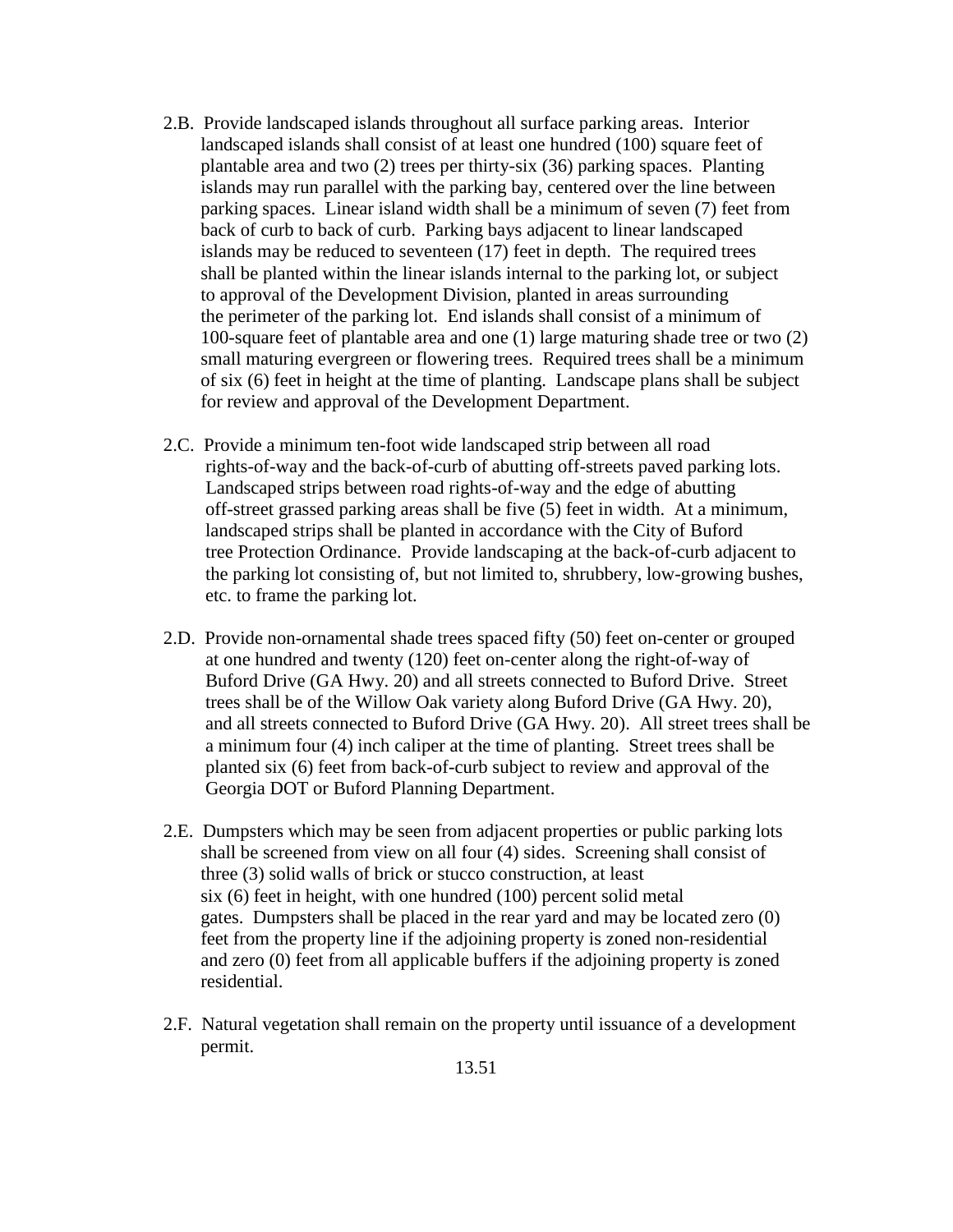2.B. Provide landscaped islands throughout all surface parking areas. Interior landscaped islands shall consist of at least one hundred (100) square feet of plantable area and two (2) trees per thirty-six (36) parking spaces. Planting islands may run parallel with the parking bay, centered over the line between parking spaces. Linear island width shall be a minimum of seven (7) feet from back of curb to back of curb. Parking bays adjacent to linear landscaped islands may be reduced to seventeen (17) feet in depth. The required trees shall be planted within the linear islands internal to the parking lot, or subject to approval of the Development Division, planted in areas surrounding the perimeter of the parking lot. End islands shall consist of a minimum of 100-square feet of plantable area and one (1) large maturing shade tree or two (2) small maturing evergreen or flowering trees. Required trees shall be a minimum of six (6) feet in height at the time of planting. Landscape plans shall be subject for review and approval of the Development Department.

2.C. Provide a minimum ten-foot wide landscaped strip between all road rights-of-way and the back-of-curb of abutting off-streets paved parking lots. Landscaped strips between road rights-of-way and the edge of abutting off-street grassed parking areas shall be five (5) feet in width. At a minimum, landscaped strips shall be planted in accordance with the City of Buford tree Protection Ordinance. Provide landscaping at the back-of-curb adjacent to the parking lot consisting of, but not limited to, shrubbery, low-growing bushes, etc. to frame the parking lot.

2.D. Provide non-ornamental shade trees spaced fifty (50) feet on-center or grouped at one hundred and twenty (120) feet on-center along the right-of-way of Buford Drive (GA Hwy. 20) and all streets connected to Buford Drive. Street trees shall be of the Willow Oak variety along Buford Drive (GA Hwy. 20), and all streets connected to Buford Drive (GA Hwy. 20). All street trees shall be a minimum four (4) inch caliper at the time of planting. Street trees shall be planted six (6) feet from back-of-curb subject to review and approval of the Georgia DOT or Buford Planning Department.

2.E. Dumpsters which may be seen from adjacent properties or public parking lots shall be screened from view on all four (4) sides. Screening shall consist of three (3) solid walls of brick or stucco construction, at least six (6) feet in height, with one hundred (100) percent solid metal gates. Dumpsters shall be placed in the rear yard and may be located zero (0) feet from the property line if the adjoining property is zoned non-residential and zero (0) feet from all applicable buffers if the adjoining property is zoned residential.

2.F. Natural vegetation shall remain on the property until issuance of a development permit.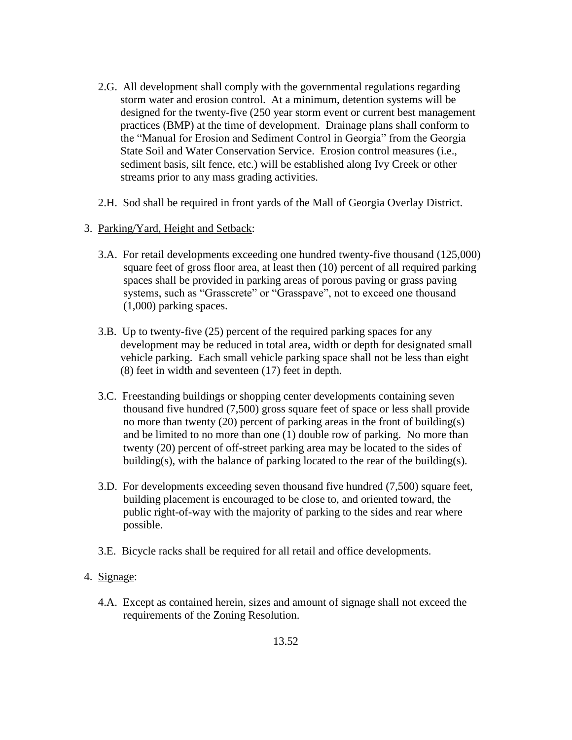2.G. All development shall comply with the governmental regulations regarding storm water and erosion control. At a minimum, detention systems will be designed for the twenty-five (250 year storm event or current best management practices (BMP) at the time of development. Drainage plans shall conform to the "Manual for Erosion and Sediment Control in Georgia" from the Georgia State Soil and Water Conservation Service. Erosion control measures (i.e., sediment basis, silt fence, etc.) will be established along Ivy Creek or other streams prior to any mass grading activities.

2.H. Sod shall be required in front yards of the Mall of Georgia Overlay District.

3. Parking/Yard, Height and Setback:

3.A. For retail developments exceeding one hundred twenty-five thousand (125,000) square feet of gross floor area, at least then (10) percent of all required parking spaces shall be provided in parking areas of porous paving or grass paving systems, such as "Grasscrete" or "Grasspave", not to exceed one thousand (1,000) parking spaces.

3.B. Up to twenty-five (25) percent of the required parking spaces for any development may be reduced in total area, width or depth for designated small vehicle parking. Each small vehicle parking space shall not be less than eight (8) feet in width and seventeen (17) feet in depth.

3.C. Freestanding buildings or shopping center developments containing seven thousand five hundred (7,500) gross square feet of space or less shall provide no more than twenty (20) percent of parking areas in the front of building(s) and be limited to no more than one (1) double row of parking. No more than twenty (20) percent of off-street parking area may be located to the sides of building(s), with the balance of parking located to the rear of the building(s).

3.D. For developments exceeding seven thousand five hundred (7,500) square feet, building placement is encouraged to be close to, and oriented toward, the public right-of-way with the majority of parking to the sides and rear where possible.

3.E. Bicycle racks shall be required for all retail and office developments.

4. Signage:

4.A. Except as contained herein, sizes and amount of signage shall not exceed the requirements of the Zoning Resolution.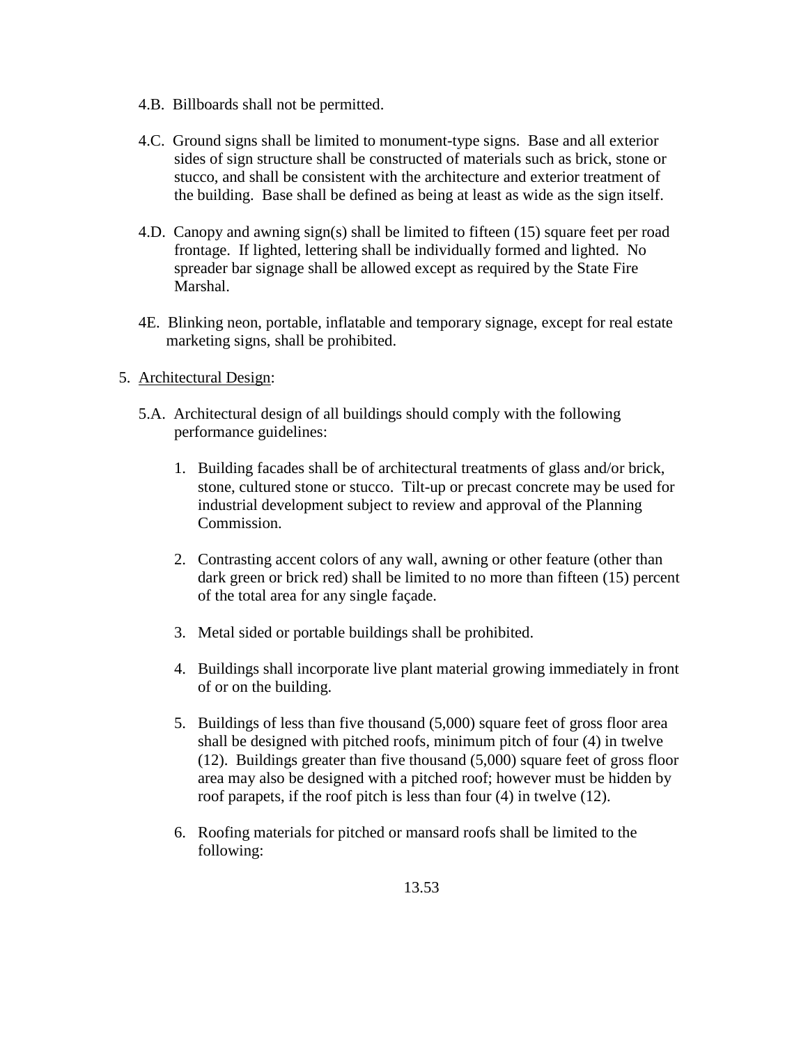4.B. Billboards shall not be permitted.

4.C. Ground signs shall be limited to monument-type signs. Base and all exterior sides of sign structure shall be constructed of materials such as brick, stone or stucco, and shall be consistent with the architecture and exterior treatment of the building. Base shall be defined as being at least as wide as the sign itself.

4.D. Canopy and awning sign(s) shall be limited to fifteen (15) square feet per road frontage. If lighted, lettering shall be individually formed and lighted. No spreader bar signage shall be allowed except as required by the State Fire Marshal.

4E. Blinking neon, portable, inflatable and temporary signage, except for real estate marketing signs, shall be prohibited.

5. <u>Architectural Design</u>:

5.A. Architectural design of all buildings should comply with the following performance guidelines:

1. Building facades shall be of architectural treatments of glass and/or brick, stone, cultured stone or stucco. Tilt-up or precast concrete may be used for industrial development subject to review and approval of the Planning Commission.

2. Contrasting accent colors of any wall, awning or other feature (other than dark green or brick red) shall be limited to no more than fifteen (15) percent of the total area for any single façade.

3. Metal sided or portable buildings shall be prohibited.

4. Buildings shall incorporate live plant material growing immediately in front of or on the building.

5. Buildings of less than five thousand (5,000) square feet of gross floor area shall be designed with pitched roofs, minimum pitch of four (4) in twelve (12). Buildings greater than five thousand (5,000) square feet of gross floor area may also be designed with a pitched roof; however must be hidden by roof parapets, if the roof pitch is less than four (4) in twelve (12).

6. Roofing materials for pitched or mansard roofs shall be limited to the following: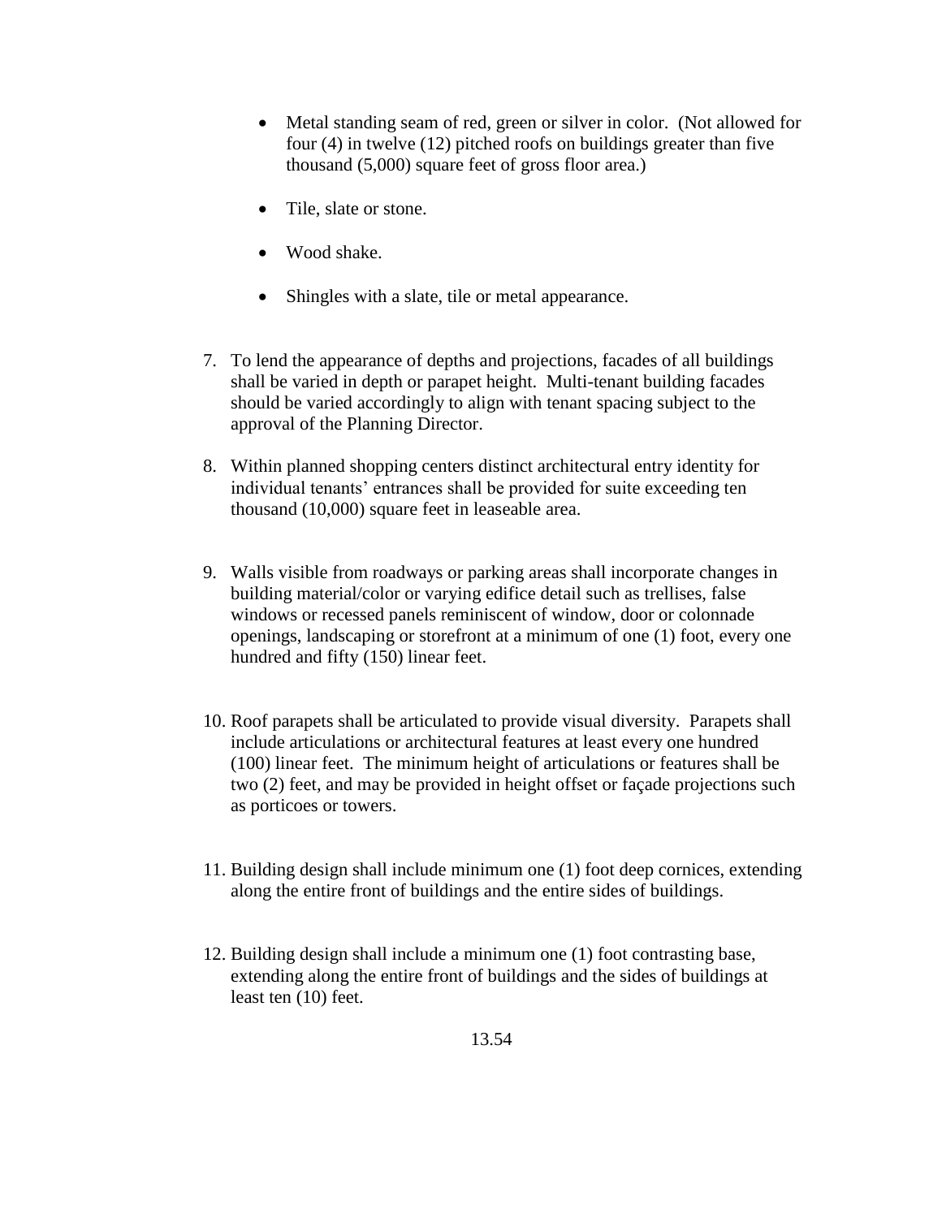- Metal standing seam of red, green or silver in color. (Not allowed for four (4) in twelve (12) pitched roofs on buildings greater than five thousand (5,000) square feet of gross floor area.)
- Tile, slate or stone.
- Wood shake.
- Shingles with a slate, tile or metal appearance.

7. To lend the appearance of depths and projections, facades of all buildings shall be varied in depth or parapet height. Multi-tenant building facades should be varied accordingly to align with tenant spacing subject to the approval of the Planning Director.

8. Within planned shopping centers distinct architectural entry identity for individual tenants' entrances shall be provided for suite exceeding ten thousand (10,000) square feet in leaseable area.

9. Walls visible from roadways or parking areas shall incorporate changes in building material/color or varying edifice detail such as trellises, false windows or recessed panels reminiscent of window, door or colonnade openings, landscaping or storefront at a minimum of one (1) foot, every one hundred and fifty (150) linear feet.

10. Roof parapets shall be articulated to provide visual diversity. Parapets shall include articulations or architectural features at least every one hundred (100) linear feet. The minimum height of articulations or features shall be two (2) feet, and may be provided in height offset or façade projections such as porticoes or towers.

11. Building design shall include minimum one (1) foot deep cornices, extending along the entire front of buildings and the entire sides of buildings.

12. Building design shall include a minimum one (1) foot contrasting base, extending along the entire front of buildings and the sides of buildings at least ten (10) feet.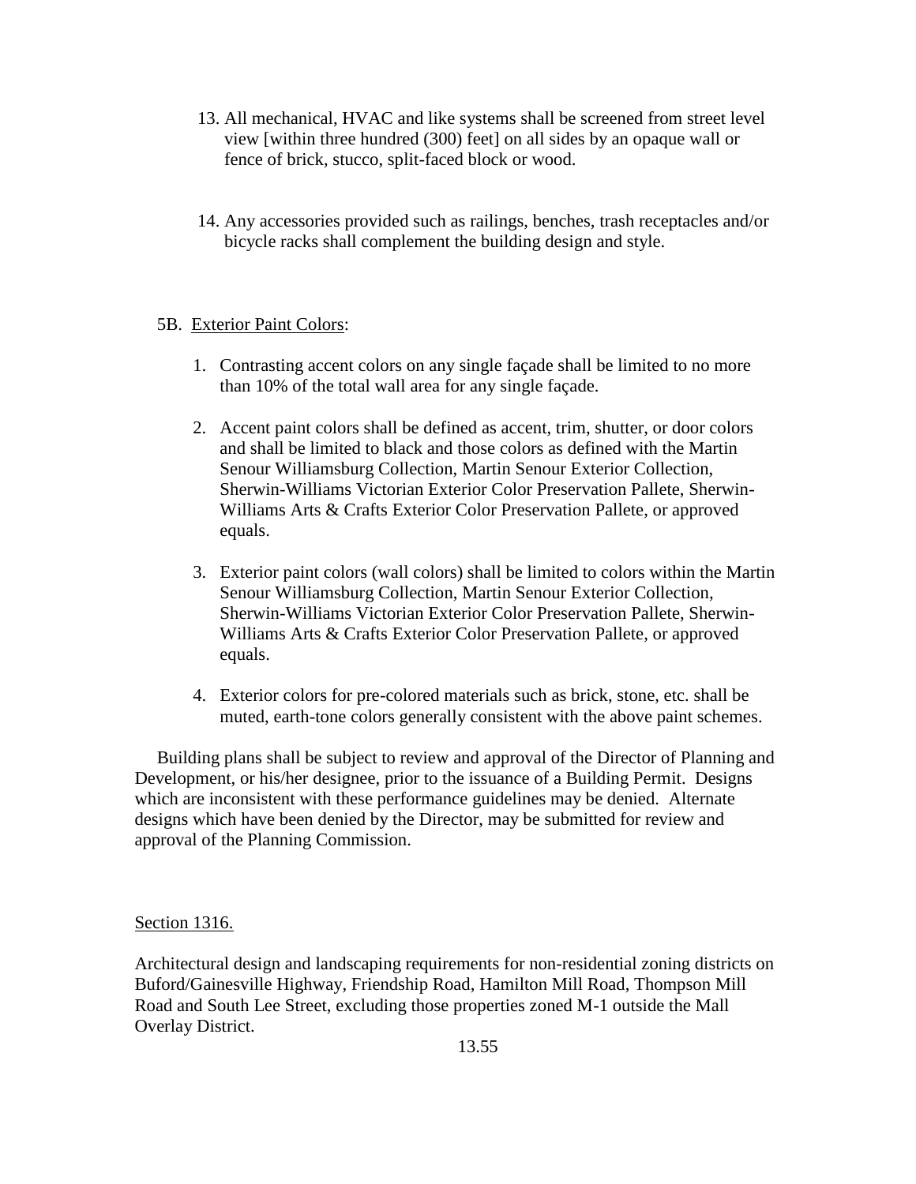13. All mechanical, HVAC and like systems shall be screened from street level view [within three hundred (300) feet] on all sides by an opaque wall or fence of brick, stucco, split-faced block or wood.

14. Any accessories provided such as railings, benches, trash receptacles and/or bicycle racks shall complement the building design and style.

5B. Exterior Paint Colors:

1. Contrasting accent colors on any single façade shall be limited to no more than 10% of the total wall area for any single façade.

2. Accent paint colors shall be defined as accent, trim, shutter, or door colors and shall be limited to black and those colors as defined with the Martin Senour Williamsburg Collection, Martin Senour Exterior Collection, Sherwin-Williams Victorian Exterior Color Preservation Pallete, Sherwin-Williams Arts & Crafts Exterior Color Preservation Pallete, or approved equals.

3. Exterior paint colors (wall colors) shall be limited to colors within the Martin Senour Williamsburg Collection, Martin Senour Exterior Collection, Sherwin-Williams Victorian Exterior Color Preservation Pallete, Sherwin-Williams Arts & Crafts Exterior Color Preservation Pallete, or approved equals.

4. Exterior colors for pre-colored materials such as brick, stone, etc. shall be muted, earth-tone colors generally consistent with the above paint schemes.

Building plans shall be subject to review and approval of the Director of Planning and Development, or his/her designee, prior to the issuance of a Building Permit. Designs which are inconsistent with these performance guidelines may be denied. Alternate designs which have been denied by the Director, may be submitted for review and approval of the Planning Commission.

Section 1316.

Architectural design and landscaping requirements for non-residential zoning districts on Buford/Gainesville Highway, Friendship Road, Hamilton Mill Road, Thompson Mill Road and South Lee Street, excluding those properties zoned M-1 outside the Mall Overlay District.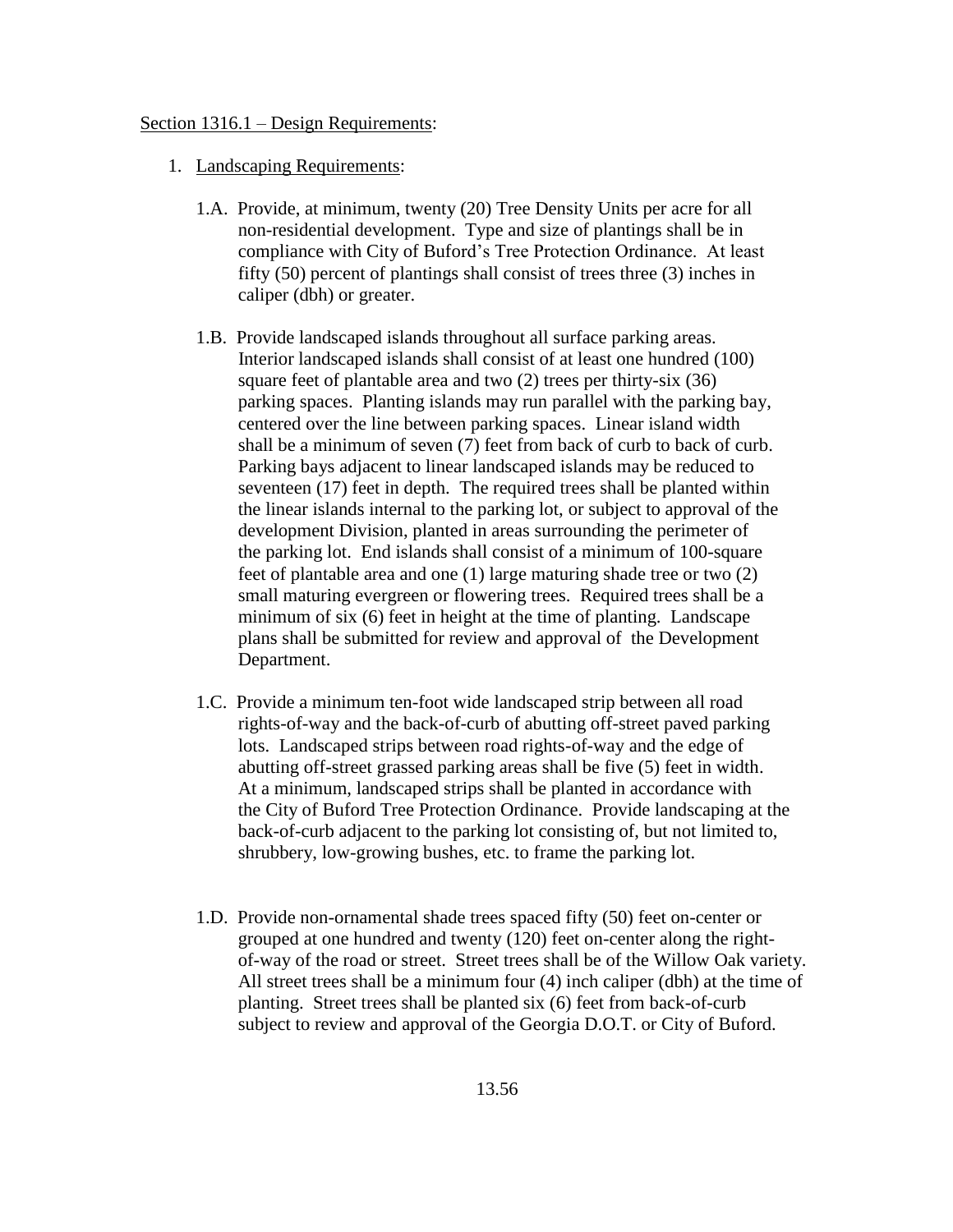Section 1316.1 – Design Requirements:

1. Landscaping Requirements:

   1.A. Provide, at minimum, twenty (20) Tree Density Units per acre for all non-residential development. Type and size of plantings shall be in compliance with City of Buford's Tree Protection Ordinance. At least fifty (50) percent of plantings shall consist of trees three (3) inches in caliper (dbh) or greater.

   1.B. Provide landscaped islands throughout all surface parking areas. Interior landscaped islands shall consist of at least one hundred (100) square feet of plantable area and two (2) trees per thirty-six (36) parking spaces. Planting islands may run parallel with the parking bay, centered over the line between parking spaces. Linear island width shall be a minimum of seven (7) feet from back of curb to back of curb. Parking bays adjacent to linear landscaped islands may be reduced to seventeen (17) feet in depth. The required trees shall be planted within the linear islands internal to the parking lot, or subject to approval of the development Division, planted in areas surrounding the perimeter of the parking lot. End islands shall consist of a minimum of 100-square feet of plantable area and one (1) large maturing shade tree or two (2) small maturing evergreen or flowering trees. Required trees shall be a minimum of six (6) feet in height at the time of planting. Landscape plans shall be submitted for review and approval of the Development Department.

   1.C. Provide a minimum ten-foot wide landscaped strip between all road rights-of-way and the back-of-curb of abutting off-street paved parking lots. Landscaped strips between road rights-of-way and the edge of abutting off-street grassed parking areas shall be five (5) feet in width. At a minimum, landscaped strips shall be planted in accordance with the City of Buford Tree Protection Ordinance. Provide landscaping at the back-of-curb adjacent to the parking lot consisting of, but not limited to, shrubbery, low-growing bushes, etc. to frame the parking lot.

   1.D. Provide non-ornamental shade trees spaced fifty (50) feet on-center or grouped at one hundred and twenty (120) feet on-center along the right-of-way of the road or street. Street trees shall be of the Willow Oak variety. All street trees shall be a minimum four (4) inch caliper (dbh) at the time of planting. Street trees shall be planted six (6) feet from back-of-curb subject to review and approval of the Georgia D.O.T. or City of Buford.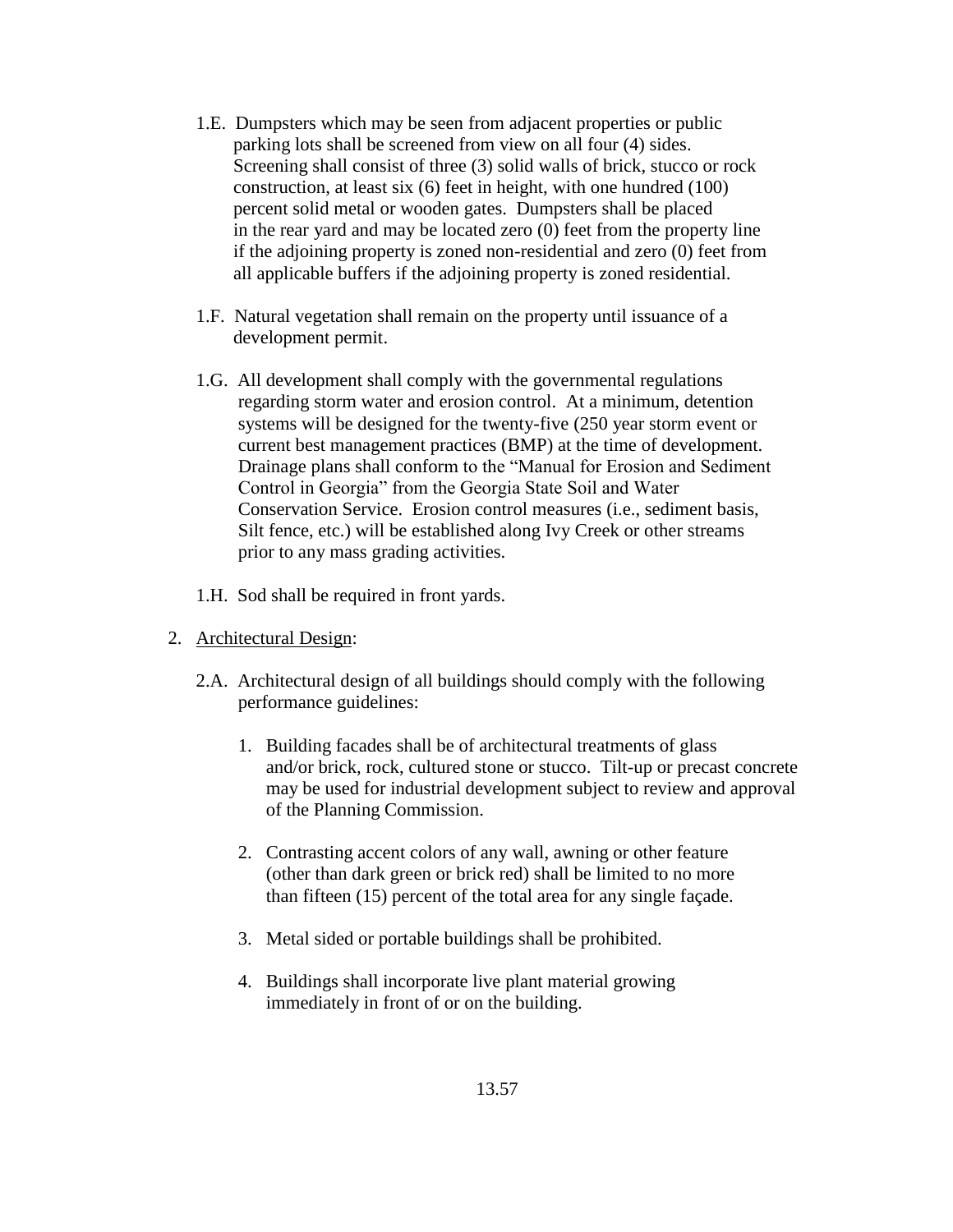1.E. Dumpsters which may be seen from adjacent properties or public parking lots shall be screened from view on all four (4) sides. Screening shall consist of three (3) solid walls of brick, stucco or rock construction, at least six (6) feet in height, with one hundred (100) percent solid metal or wooden gates. Dumpsters shall be placed in the rear yard and may be located zero (0) feet from the property line if the adjoining property is zoned non-residential and zero (0) feet from all applicable buffers if the adjoining property is zoned residential.

1.F. Natural vegetation shall remain on the property until issuance of a development permit.

1.G. All development shall comply with the governmental regulations regarding storm water and erosion control. At a minimum, detention systems will be designed for the twenty-five (250 year storm event or current best management practices (BMP) at the time of development. Drainage plans shall conform to the "Manual for Erosion and Sediment Control in Georgia" from the Georgia State Soil and Water Conservation Service. Erosion control measures (i.e., sediment basis, Silt fence, etc.) will be established along Ivy Creek or other streams prior to any mass grading activities.

1.H. Sod shall be required in front yards.

2. <u>Architectural Design</u>:

   2.A. Architectural design of all buildings should comply with the following performance guidelines:

      1. Building facades shall be of architectural treatments of glass and/or brick, rock, cultured stone or stucco. Tilt-up or precast concrete may be used for industrial development subject to review and approval of the Planning Commission.

      2. Contrasting accent colors of any wall, awning or other feature (other than dark green or brick red) shall be limited to no more than fifteen (15) percent of the total area for any single façade.

      3. Metal sided or portable buildings shall be prohibited.

      4. Buildings shall incorporate live plant material growing immediately in front of or on the building.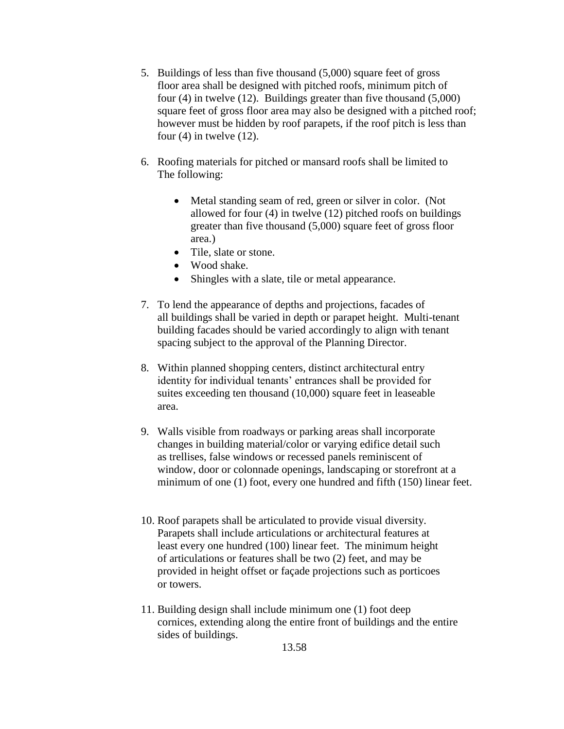5. Buildings of less than five thousand (5,000) square feet of gross floor area shall be designed with pitched roofs, minimum pitch of four (4) in twelve (12). Buildings greater than five thousand (5,000) square feet of gross floor area may also be designed with a pitched roof; however must be hidden by roof parapets, if the roof pitch is less than four (4) in twelve (12).

6. Roofing materials for pitched or mansard roofs shall be limited to The following:

   - Metal standing seam of red, green or silver in color. (Not allowed for four (4) in twelve (12) pitched roofs on buildings greater than five thousand (5,000) square feet of gross floor area.)
   - Tile, slate or stone.
   - Wood shake.
   - Shingles with a slate, tile or metal appearance.

7. To lend the appearance of depths and projections, facades of all buildings shall be varied in depth or parapet height. Multi-tenant building facades should be varied accordingly to align with tenant spacing subject to the approval of the Planning Director.

8. Within planned shopping centers, distinct architectural entry identity for individual tenants' entrances shall be provided for suites exceeding ten thousand (10,000) square feet in leaseable area.

9. Walls visible from roadways or parking areas shall incorporate changes in building material/color or varying edifice detail such as trellises, false windows or recessed panels reminiscent of window, door or colonnade openings, landscaping or storefront at a minimum of one (1) foot, every one hundred and fifth (150) linear feet.

10. Roof parapets shall be articulated to provide visual diversity. Parapets shall include articulations or architectural features at least every one hundred (100) linear feet. The minimum height of articulations or features shall be two (2) feet, and may be provided in height offset or façade projections such as porticoes or towers.

11. Building design shall include minimum one (1) foot deep cornices, extending along the entire front of buildings and the entire sides of buildings.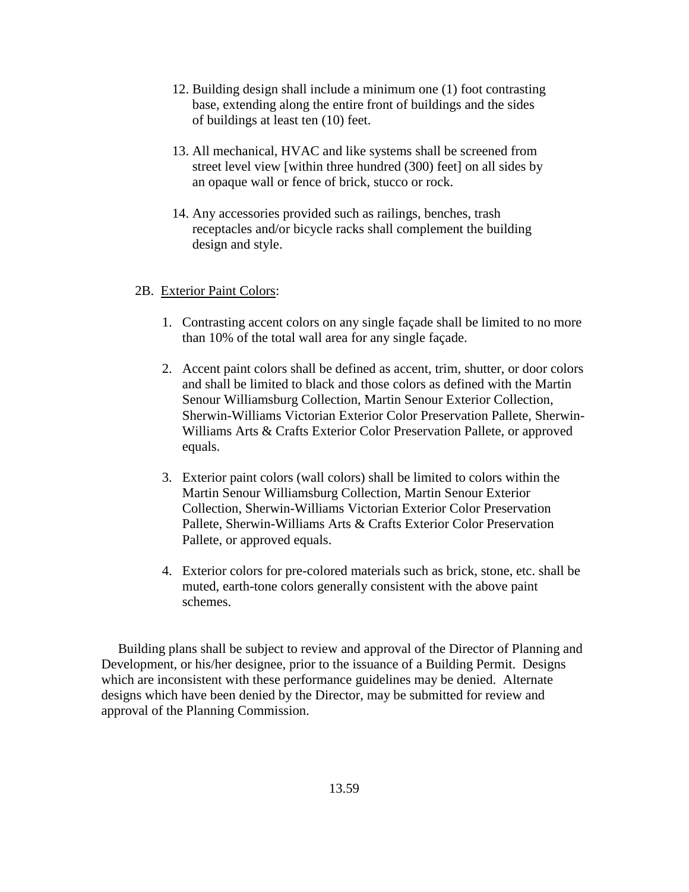12. Building design shall include a minimum one (1) foot contrasting base, extending along the entire front of buildings and the sides of buildings at least ten (10) feet.

13. All mechanical, HVAC and like systems shall be screened from street level view [within three hundred (300) feet] on all sides by an opaque wall or fence of brick, stucco or rock.

14. Any accessories provided such as railings, benches, trash receptacles and/or bicycle racks shall complement the building design and style.

2B. <u>Exterior Paint Colors</u>:

1. Contrasting accent colors on any single façade shall be limited to no more than 10% of the total wall area for any single façade.

2. Accent paint colors shall be defined as accent, trim, shutter, or door colors and shall be limited to black and those colors as defined with the Martin Senour Williamsburg Collection, Martin Senour Exterior Collection, Sherwin-Williams Victorian Exterior Color Preservation Pallete, Sherwin-Williams Arts & Crafts Exterior Color Preservation Pallete, or approved equals.

3. Exterior paint colors (wall colors) shall be limited to colors within the Martin Senour Williamsburg Collection, Martin Senour Exterior Collection, Sherwin-Williams Victorian Exterior Color Preservation Pallete, Sherwin-Williams Arts & Crafts Exterior Color Preservation Pallete, or approved equals.

4. Exterior colors for pre-colored materials such as brick, stone, etc. shall be muted, earth-tone colors generally consistent with the above paint schemes.

Building plans shall be subject to review and approval of the Director of Planning and Development, or his/her designee, prior to the issuance of a Building Permit. Designs which are inconsistent with these performance guidelines may be denied. Alternate designs which have been denied by the Director, may be submitted for review and approval of the Planning Commission.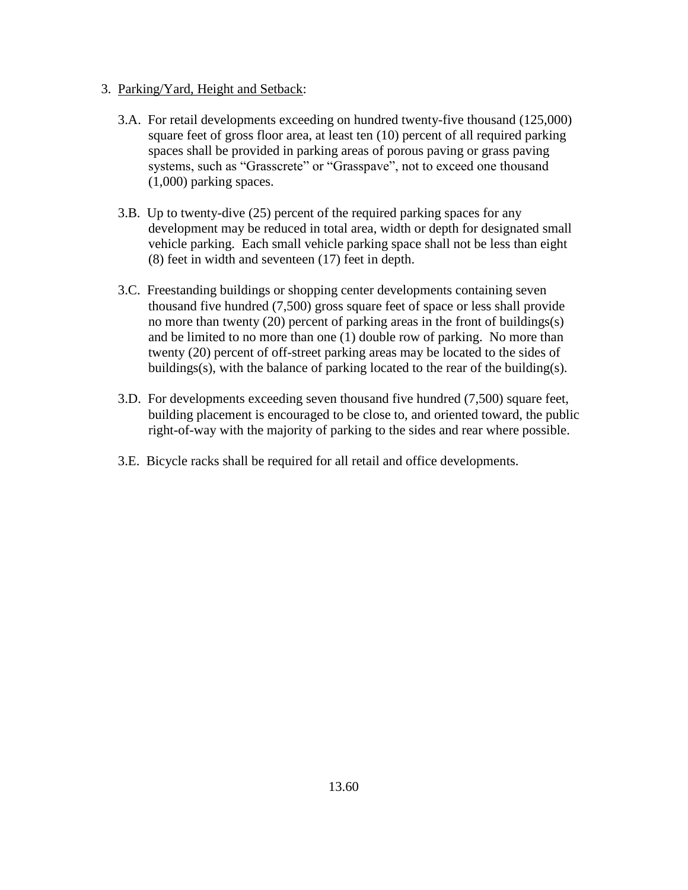3. Parking/Yard, Height and Setback:

   3.A. For retail developments exceeding on hundred twenty-five thousand (125,000) square feet of gross floor area, at least ten (10) percent of all required parking spaces shall be provided in parking areas of porous paving or grass paving systems, such as "Grasscrete" or "Grasspave", not to exceed one thousand (1,000) parking spaces.

   3.B. Up to twenty-dive (25) percent of the required parking spaces for any development may be reduced in total area, width or depth for designated small vehicle parking. Each small vehicle parking space shall not be less than eight (8) feet in width and seventeen (17) feet in depth.

   3.C. Freestanding buildings or shopping center developments containing seven thousand five hundred (7,500) gross square feet of space or less shall provide no more than twenty (20) percent of parking areas in the front of buildings(s) and be limited to no more than one (1) double row of parking. No more than twenty (20) percent of off-street parking areas may be located to the sides of buildings(s), with the balance of parking located to the rear of the building(s).

   3.D. For developments exceeding seven thousand five hundred (7,500) square feet, building placement is encouraged to be close to, and oriented toward, the public right-of-way with the majority of parking to the sides and rear where possible.

   3.E. Bicycle racks shall be required for all retail and office developments.